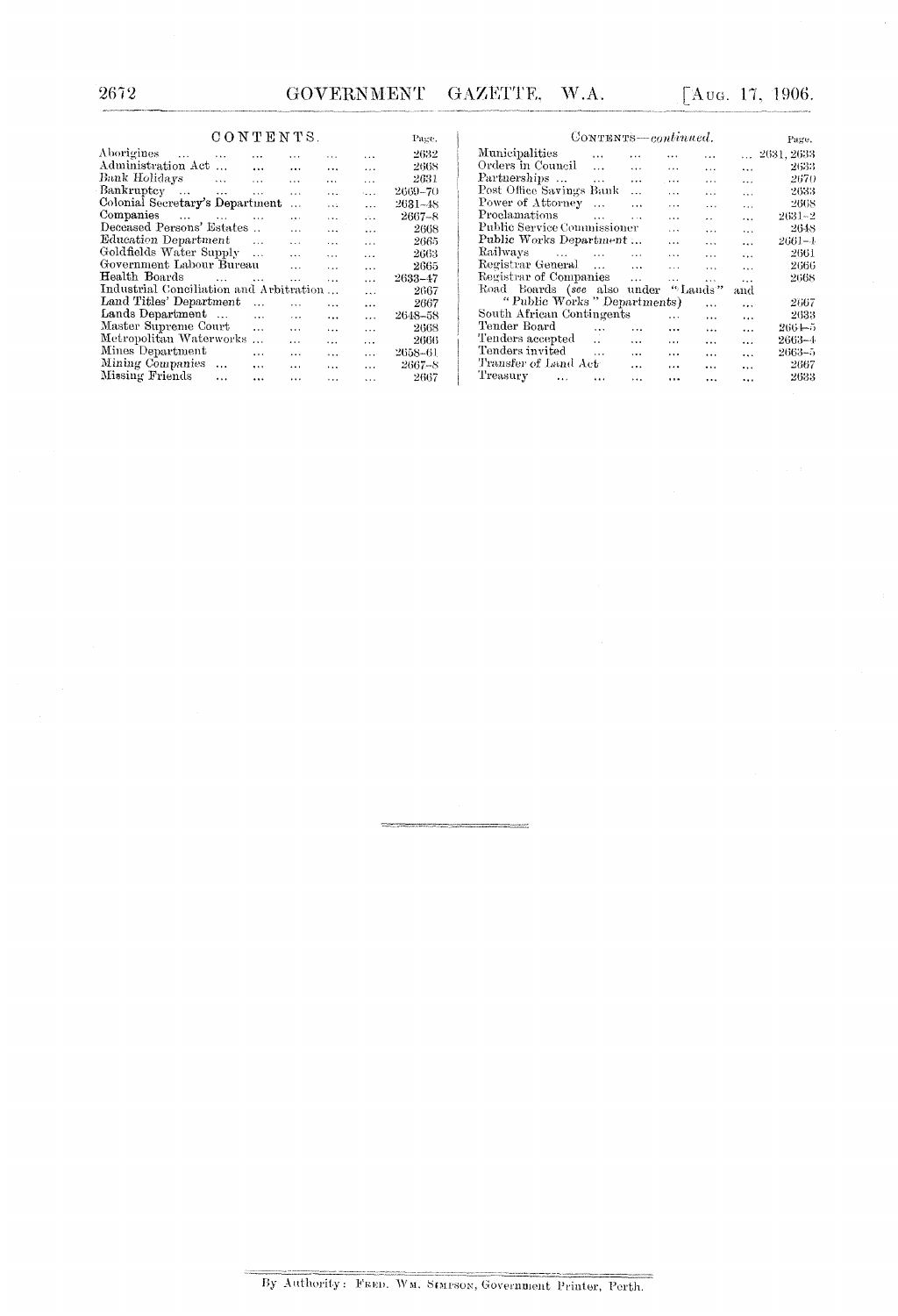## CONTENTS.

| | Page. |
|---|---|
| Aborigines | 2632 |
| Administration Act | 2668 |
| Bank Holidays | 2631 |
| Bankruptcy | 2669–70 |
| Colonial Secretary's Department | 2631–48 |
| Companies | 2667–8 |
| Deceased Persons' Estates | 2668 |
| Education Department | 2665 |
| Goldfields Water Supply | 2663 |
| Government Labour Bureau | 2665 |
| Health Boards | 2633–47 |
| Industrial Conciliation and Arbitration | 2667 |
| Land Titles' Department | 2667 |
| Lands Department | 2648–58 |
| Master Supreme Court | 2668 |
| Metropolitan Waterworks | 2666 |
| Mines Department | 2658–61 |
| Mining Companies | 2667–8 |
| Missing Friends | 2667 |
| Municipalities | 2631, 2633 |
| Orders in Council | 2633 |
| Partnerships | 2670 |
| Post Office Savings Bank | 2633 |
| Power of Attorney | 2668 |
| Proclamations | 2631–2 |
| Public Service Commissioner | 2648 |
| Public Works Department | 2661–4 |
| Railways | 2661 |
| Registrar General | 2666 |
| Registrar of Companies | 2668 |
| Road Boards (*see* also under "Lands" and "Public Works" Departments) | 2667 |
| South African Contingents | 2633 |
| Tender Board | 2664–5 |
| Tenders accepted | 2663–4 |
| Tenders invited | 2663–5 |
| Transfer of Land Act | 2667 |
| Treasury | 2633 |

---

By Authority: FRED. WM. SIMPSON, Government Printer, Perth.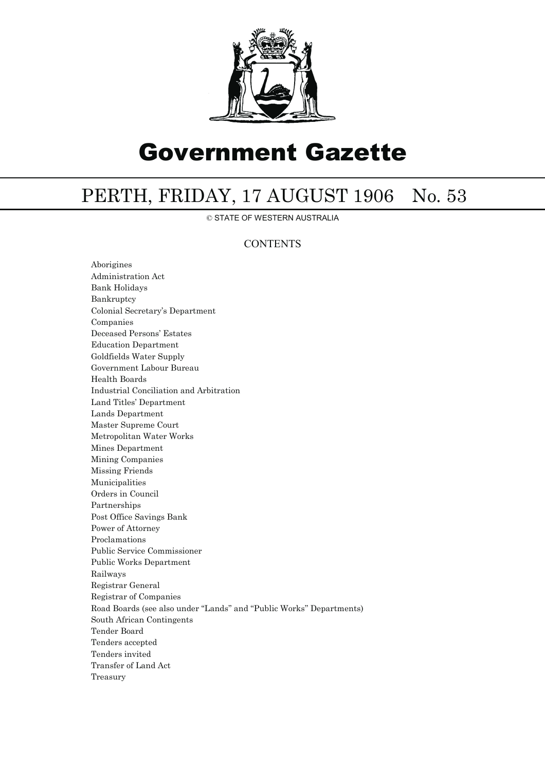# Government Gazette

## PERTH, FRIDAY, 17 AUGUST 1906    No. 53

© STATE OF WESTERN AUSTRALIA

### CONTENTS

Aborigines
Administration Act
Bank Holidays
Bankruptcy
Colonial Secretary's Department
Companies
Deceased Persons' Estates
Education Department
Goldfields Water Supply
Government Labour Bureau
Health Boards
Industrial Conciliation and Arbitration
Land Titles' Department
Lands Department
Master Supreme Court
Metropolitan Water Works
Mines Department
Mining Companies
Missing Friends
Municipalities
Orders in Council
Partnerships
Post Office Savings Bank
Power of Attorney
Proclamations
Public Service Commissioner
Public Works Department
Railways
Registrar General
Registrar of Companies
Road Boards (see also under "Lands" and "Public Works" Departments)
South African Contingents
Tender Board
Tenders accepted
Tenders invited
Transfer of Land Act
Treasury